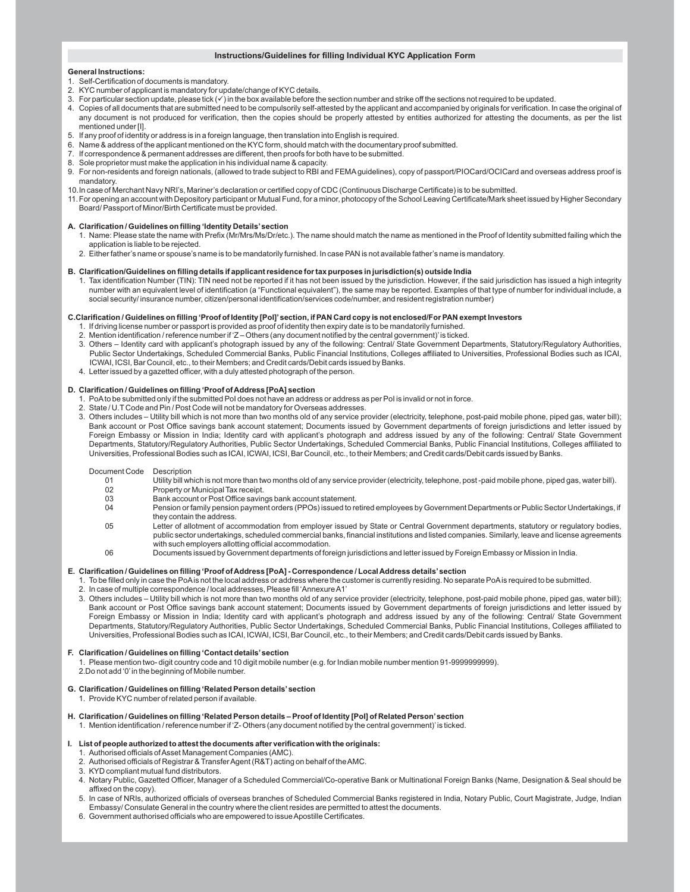## Instructions/Guidelines for filling Individual KYC Application Form

**General Instructions:**

1. Self-Certification of documents is mandatory.
2. KYC number of applicant is mandatory for update/change of KYC details.
3. For particular section update, please tick (✓) in the box available before the section number and strike off the sections not required to be updated.
4. Copies of all documents that are submitted need to be compulsorily self-attested by the applicant and accompanied by originals for verification. In case the original of any document is not produced for verification, then the copies should be properly attested by entities authorized for attesting the documents, as per the list mentioned under [I].
5. If any proof of identity or address is in a foreign language, then translation into English is required.
6. Name & address of the applicant mentioned on the KYC form, should match with the documentary proof submitted.
7. If correspondence & permanent addresses are different, then proofs for both have to be submitted.
8. Sole proprietor must make the application in his individual name & capacity.
9. For non-residents and foreign nationals, (allowed to trade subject to RBI and FEMA guidelines), copy of passport/PIOCard/OCICard and overseas address proof is mandatory.
10. In case of Merchant Navy NRI's, Mariner's declaration or certified copy of CDC (Continuous Discharge Certificate) is to be submitted.
11. For opening an account with Depository participant or Mutual Fund, for a minor, photocopy of the School Leaving Certificate/Mark sheet issued by Higher Secondary Board/ Passport of Minor/Birth Certificate must be provided.

**A. Clarification / Guidelines on filling 'Identity Details' section**

1. Name: Please state the name with Prefix (Mr/Mrs/Ms/Dr/etc.). The name should match the name as mentioned in the Proof of Identity submitted failing which the application is liable to be rejected.
2. Either father's name or spouse's name is to be mandatorily furnished. In case PAN is not available father's name is mandatory.

**B. Clarification/Guidelines on filling details if applicant residence for tax purposes in jurisdiction(s) outside India**

1. Tax identification Number (TIN): TIN need not be reported if it has not been issued by the jurisdiction. However, if the said jurisdiction has issued a high integrity number with an equivalent level of identification (a "Functional equivalent"), the same may be reported. Examples of that type of number for individual include, a social security/ insurance number, citizen/personal identification/services code/number, and resident registration number)

**C.Clarification / Guidelines on filling 'Proof of Identity [PoI]' section, if PAN Card copy is not enclosed/For PAN exempt Investors**

1. If driving license number or passport is provided as proof of identity then expiry date is to be mandatorily furnished.
2. Mention identification / reference number if 'Z – Others (any document notified by the central government)' is ticked.
3. Others – Identity card with applicant's photograph issued by any of the following: Central/ State Government Departments, Statutory/Regulatory Authorities, Public Sector Undertakings, Scheduled Commercial Banks, Public Financial Institutions, Colleges affiliated to Universities, Professional Bodies such as ICAI, ICWAI, ICSI, Bar Council, etc., to their Members; and Credit cards/Debit cards issued by Banks.
4. Letter issued by a gazetted officer, with a duly attested photograph of the person.

**D. Clarification / Guidelines on filling 'Proof of Address [PoA] section**

1. PoA to be submitted only if the submitted PoI does not have an address or address as per PoI is invalid or not in force.
2. State / U.T Code and Pin / Post Code will not be mandatory for Overseas addresses.
3. Others includes – Utility bill which is not more than two months old of any service provider (electricity, telephone, post-paid mobile phone, piped gas, water bill); Bank account or Post Office savings bank account statement; Documents issued by Government departments of foreign jurisdictions and letter issued by Foreign Embassy or Mission in India; Identity card with applicant's photograph and address issued by any of the following: Central/ State Government Departments, Statutory/Regulatory Authorities, Public Sector Undertakings, Scheduled Commercial Banks, Public Financial Institutions, Colleges affiliated to Universities, Professional Bodies such as ICAI, ICWAI, ICSI, Bar Council, etc., to their Members; and Credit cards/Debit cards issued by Banks.

| Document Code | Description |
|---|---|
| 01 | Utility bill which is not more than two months old of any service provider (electricity, telephone, post -paid mobile phone, piped gas, water bill). |
| 02 | Property or Municipal Tax receipt. |
| 03 | Bank account or Post Office savings bank account statement. |
| 04 | Pension or family pension payment orders (PPOs) issued to retired employees by Government Departments or Public Sector Undertakings, if they contain the address. |
| 05 | Letter of allotment of accommodation from employer issued by State or Central Government departments, statutory or regulatory bodies, public sector undertakings, scheduled commercial banks, financial institutions and listed companies. Similarly, leave and license agreements with such employers allotting official accommodation. |
| 06 | Documents issued by Government departments of foreign jurisdictions and letter issued by Foreign Embassy or Mission in India. |

**E. Clarification / Guidelines on filling 'Proof of Address [PoA] - Correspondence / Local Address details' section**

1. To be filled only in case the PoA is not the local address or address where the customer is currently residing. No separate PoA is required to be submitted.
2. In case of multiple correspondence / local addresses, Please fill 'Annexure A1'
3. Others includes – Utility bill which is not more than two months old of any service provider (electricity, telephone, post-paid mobile phone, piped gas, water bill); Bank account or Post Office savings bank account statement; Documents issued by Government departments of foreign jurisdictions and letter issued by Foreign Embassy or Mission in India; Identity card with applicant's photograph and address issued by any of the following: Central/ State Government Departments, Statutory/Regulatory Authorities, Public Sector Undertakings, Scheduled Commercial Banks, Public Financial Institutions, Colleges affiliated to Universities, Professional Bodies such as ICAI, ICWAI, ICSI, Bar Council, etc., to their Members; and Credit cards/Debit cards issued by Banks.

**F. Clarification / Guidelines on filling 'Contact details' section**

1. Please mention two- digit country code and 10 digit mobile number (e.g. for Indian mobile number mention 91-9999999999).
2. Do not add '0' in the beginning of Mobile number.

**G. Clarification / Guidelines on filling 'Related Person details' section**

1. Provide KYC number of related person if available.

**H. Clarification / Guidelines on filling 'Related Person details – Proof of Identity [PoI] of Related Person' section**

1. Mention identification / reference number if 'Z- Others (any document notified by the central government)' is ticked.

**I. List of people authorized to attest the documents after verification with the originals:**

1. Authorised officials of Asset Management Companies (AMC).
2. Authorised officials of Registrar & Transfer Agent (R&T) acting on behalf of the AMC.
3. KYD compliant mutual fund distributors.
4. Notary Public, Gazetted Officer, Manager of a Scheduled Commercial/Co-operative Bank or Multinational Foreign Banks (Name, Designation & Seal should be affixed on the copy).
5. In case of NRIs, authorized officials of overseas branches of Scheduled Commercial Banks registered in India, Notary Public, Court Magistrate, Judge, Indian Embassy/ Consulate General in the country where the client resides are permitted to attest the documents.
6. Government authorised officials who are empowered to issue Apostille Certificates.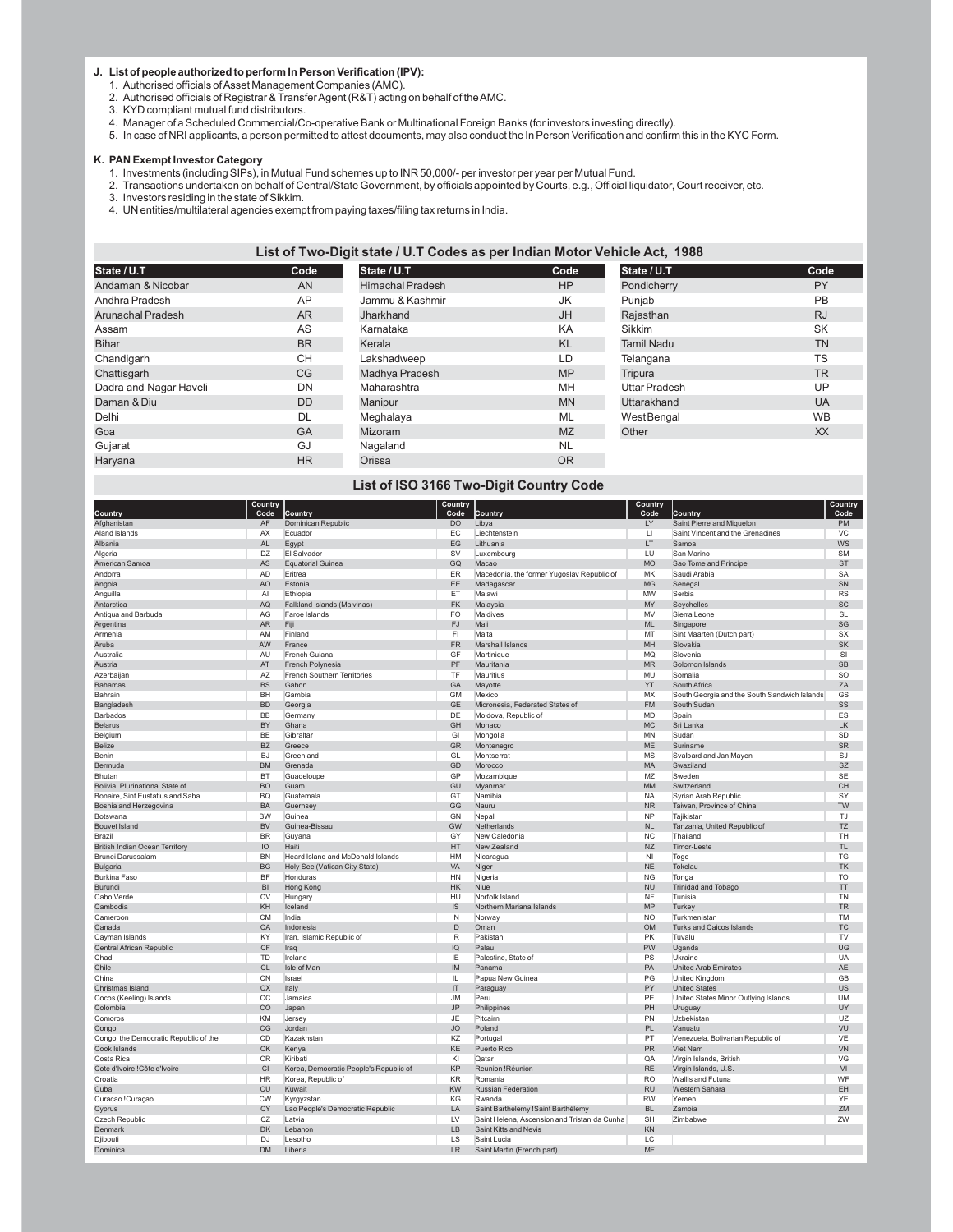**J. List of people authorized to perform In Person Verification (IPV):**

1. Authorised officials of Asset Management Companies (AMC).
2. Authorised officials of Registrar & Transfer Agent (R&T) acting on behalf of the AMC.
3. KYD compliant mutual fund distributors.
4. Manager of a Scheduled Commercial/Co-operative Bank or Multinational Foreign Banks (for investors investing directly).
5. In case of NRI applicants, a person permitted to attest documents, may also conduct the In Person Verification and confirm this in the KYC Form.

**K. PAN Exempt Investor Category**

1. Investments (including SIPs), in Mutual Fund schemes up to INR 50,000/- per investor per year per Mutual Fund.
2. Transactions undertaken on behalf of Central/State Government, by officials appointed by Courts, e.g., Official liquidator, Court receiver, etc.
3. Investors residing in the state of Sikkim.
4. UN entities/multilateral agencies exempt from paying taxes/filing tax returns in India.

## List of Two-Digit state / U.T Codes as per Indian Motor Vehicle Act, 1988

| State / U.T | Code | State / U.T | Code | State / U.T | Code |
|---|---|---|---|---|---|
| Andaman & Nicobar | AN | Himachal Pradesh | HP | Pondicherry | PY |
| Andhra Pradesh | AP | Jammu & Kashmir | JK | Punjab | PB |
| Arunachal Pradesh | AR | Jharkhand | JH | Rajasthan | RJ |
| Assam | AS | Karnataka | KA | Sikkim | SK |
| Bihar | BR | Kerala | KL | Tamil Nadu | TN |
| Chandigarh | CH | Lakshadweep | LD | Telangana | TS |
| Chattisgarh | CG | Madhya Pradesh | MP | Tripura | TR |
| Dadra and Nagar Haveli | DN | Maharashtra | MH | Uttar Pradesh | UP |
| Daman & Diu | DD | Manipur | MN | Uttarakhand | UA |
| Delhi | DL | Meghalaya | ML | West Bengal | WB |
| Goa | GA | Mizoram | MZ | Other | XX |
| Gujarat | GJ | Nagaland | NL | | |
| Haryana | HR | Orissa | OR | | |

## List of ISO 3166 Two-Digit Country Code

| Country | Country Code | Country | Country Code | Country | Country Code | Country | Country Code |
|---|---|---|---|---|---|---|---|
| Afghanistan | AF | Dominican Republic | DO | Libya | LY | Saint Pierre and Miquelon | PM |
| Aland Islands | AX | Ecuador | EC | Liechtenstein | LI | Saint Vincent and the Grenadines | VC |
| Albania | AL | Egypt | EG | Lithuania | LT | Samoa | WS |
| Algeria | DZ | El Salvador | SV | Luxembourg | LU | San Marino | SM |
| American Samoa | AS | Equatorial Guinea | GQ | Macao | MO | Sao Tome and Principe | ST |
| Andorra | AD | Eritrea | ER | Macedonia, the former Yugoslav Republic of | MK | Saudi Arabia | SA |
| Angola | AO | Estonia | EE | Madagascar | MG | Senegal | SN |
| Anguilla | AI | Ethiopia | ET | Malawi | MW | Serbia | RS |
| Antarctica | AQ | Falkland Islands (Malvinas) | FK | Malaysia | MY | Seychelles | SC |
| Antigua and Barbuda | AG | Faroe Islands | FO | Maldives | MV | Sierra Leone | SL |
| Argentina | AR | Fiji | FJ | Mali | ML | Singapore | SG |
| Armenia | AM | Finland | FI | Malta | MT | Sint Maarten (Dutch part) | SX |
| Aruba | AW | France | FR | Marshall Islands | MH | Slovakia | SK |
| Australia | AU | French Guiana | GF | Martinique | MQ | Slovenia | SI |
| Austria | AT | French Polynesia | PF | Mauritania | MR | Solomon Islands | SB |
| Azerbaijan | AZ | French Southern Territories | TF | Mauritius | MU | Somalia | SO |
| Bahamas | BS | Gabon | GA | Mayotte | YT | South Africa | ZA |
| Bahrain | BH | Gambia | GM | Mexico | MX | South Georgia and the South Sandwich Islands | GS |
| Bangladesh | BD | Georgia | GE | Micronesia, Federated States of | FM | South Sudan | SS |
| Barbados | BB | Germany | DE | Moldova, Republic of | MD | Spain | ES |
| Belarus | BY | Ghana | GH | Monaco | MC | Sri Lanka | LK |
| Belgium | BE | Gibraltar | GI | Mongolia | MN | Sudan | SD |
| Belize | BZ | Greece | GR | Montenegro | ME | Suriname | SR |
| Benin | BJ | Greenland | GL | Montserrat | MS | Svalbard and Jan Mayen | SJ |
| Bermuda | BM | Grenada | GD | Morocco | MA | Swaziland | SZ |
| Bhutan | BT | Guadeloupe | GP | Mozambique | MZ | Sweden | SE |
| Bolivia, Plurinational State of | BO | Guam | GU | Myanmar | MM | Switzerland | CH |
| Bonaire, Sint Eustatius and Saba | BQ | Guatemala | GT | Namibia | NA | Syrian Arab Republic | SY |
| Bosnia and Herzegovina | BA | Guernsey | GG | Nauru | NR | Taiwan, Province of China | TW |
| Botswana | BW | Guinea | GN | Nepal | NP | Tajikistan | TJ |
| Bouvet Island | BV | Guinea-Bissau | GW | Netherlands | NL | Tanzania, United Republic of | TZ |
| Brazil | BR | Guyana | GY | New Caledonia | NC | Thailand | TH |
| British Indian Ocean Territory | IO | Haiti | HT | New Zealand | NZ | Timor-Leste | TL |
| Brunei Darussalam | BN | Heard Island and McDonald Islands | HM | Nicaragua | NI | Togo | TG |
| Bulgaria | BG | Holy See (Vatican City State) | VA | Niger | NE | Tokelau | TK |
| Burkina Faso | BF | Honduras | HN | Nigeria | NG | Tonga | TO |
| Burundi | BI | Hong Kong | HK | Niue | NU | Trinidad and Tobago | TT |
| Cabo Verde | CV | Hungary | HU | Norfolk Island | NF | Tunisia | TN |
| Cambodia | KH | Iceland | IS | Northern Mariana Islands | MP | Turkey | TR |
| Cameroon | CM | India | IN | Norway | NO | Turkmenistan | TM |
| Canada | CA | Indonesia | ID | Oman | OM | Turks and Caicos Islands | TC |
| Cayman Islands | KY | Iran, Islamic Republic of | IR | Pakistan | PK | Tuvalu | TV |
| Central African Republic | CF | Iraq | IQ | Palau | PW | Uganda | UG |
| Chad | TD | Ireland | IE | Palestine, State of | PS | Ukraine | UA |
| Chile | CL | Isle of Man | IM | Panama | PA | United Arab Emirates | AE |
| China | CN | Israel | IL | Papua New Guinea | PG | United Kingdom | GB |
| Christmas Island | CX | Italy | IT | Paraguay | PY | United States | US |
| Cocos (Keeling) Islands | CC | Jamaica | JM | Peru | PE | United States Minor Outlying Islands | UM |
| Colombia | CO | Japan | JP | Philippines | PH | Uruguay | UY |
| Comoros | KM | Jersey | JE | Pitcairn | PN | Uzbekistan | UZ |
| Congo | CG | Jordan | JO | Poland | PL | Vanuatu | VU |
| Congo, the Democratic Republic of the | CD | Kazakhstan | KZ | Portugal | PT | Venezuela, Bolivarian Republic of | VE |
| Cook Islands | CK | Kenya | KE | Puerto Rico | PR | Viet Nam | VN |
| Costa Rica | CR | Kiribati | KI | Qatar | QA | Virgin Islands, British | VG |
| Cote d'Ivoire !Côte d'Ivoire | CI | Korea, Democratic People's Republic of | KP | Reunion !Réunion | RE | Virgin Islands, U.S. | VI |
| Croatia | HR | Korea, Republic of | KR | Romania | RO | Wallis and Futuna | WF |
| Cuba | CU | Kuwait | KW | Russian Federation | RU | Western Sahara | EH |
| Curacao !Curaçao | CW | Kyrgyzstan | KG | Rwanda | RW | Yemen | YE |
| Cyprus | CY | Lao People's Democratic Republic | LA | Saint Barthelemy !Saint Barthélemy | BL | Zambia | ZM |
| Czech Republic | CZ | Latvia | LV | Saint Helena, Ascension and Tristan da Cunha | SH | Zimbabwe | ZW |
| Denmark | DK | Lebanon | LB | Saint Kitts and Nevis | KN | | |
| Djibouti | DJ | Lesotho | LS | Saint Lucia | LC | | |
| Dominica | DM | Liberia | LR | Saint Martin (French part) | MF | | |